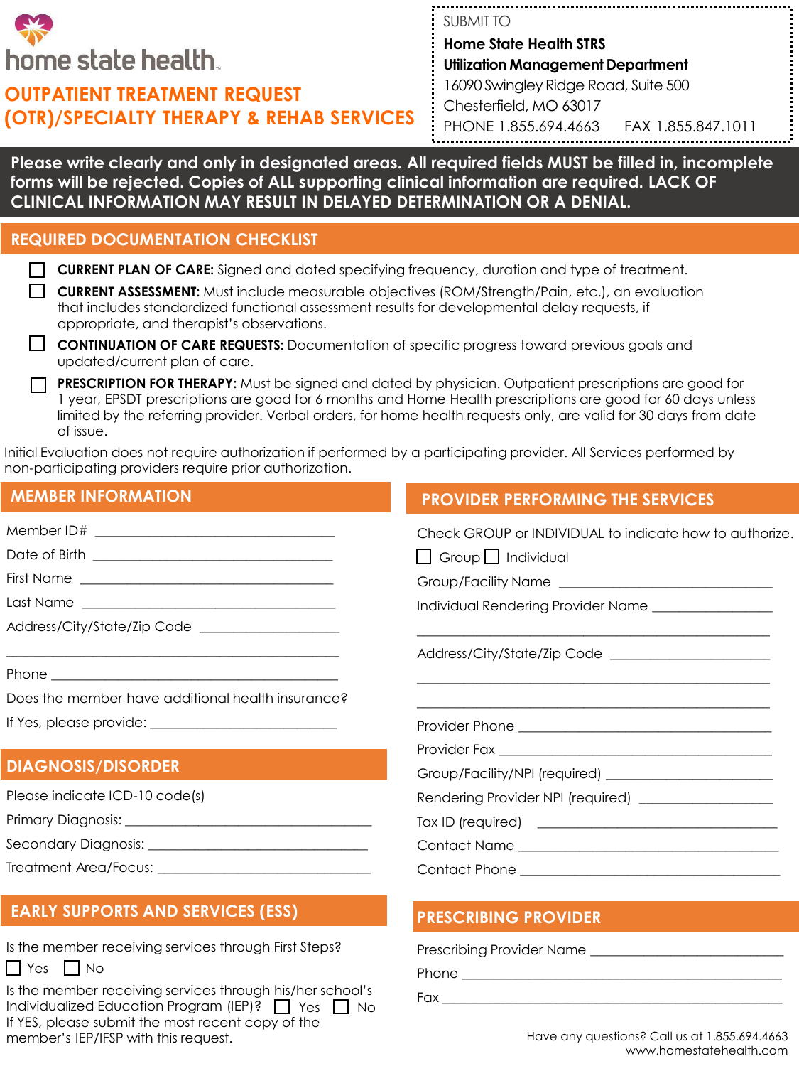home state health

# OUTPATIENT TREATMENT REQUEST (OTR)/SPECIALTY THERAPY & REHAB SERVICES

SUBMIT TO
**Home State Health STRS**
**Utilization Management Department**
16090 Swingley Ridge Road, Suite 500
Chesterfield, MO 63017
PHONE 1.855.694.4663 FAX 1.855.847.1011

**Please write clearly and only in designated areas. All required fields MUST be filled in, incomplete forms will be rejected. Copies of ALL supporting clinical information are required. LACK OF CLINICAL INFORMATION MAY RESULT IN DELAYED DETERMINATION OR A DENIAL.**

## REQUIRED DOCUMENTATION CHECKLIST

☐ **CURRENT PLAN OF CARE:** Signed and dated specifying frequency, duration and type of treatment.

☐ **CURRENT ASSESSMENT:** Must include measurable objectives (ROM/Strength/Pain, etc.), an evaluation that includes standardized functional assessment results for developmental delay requests, if appropriate, and therapist's observations.

☐ **CONTINUATION OF CARE REQUESTS:** Documentation of specific progress toward previous goals and updated/current plan of care.

☐ **PRESCRIPTION FOR THERAPY:** Must be signed and dated by physician. Outpatient prescriptions are good for 1 year, EPSDT prescriptions are good for 6 months and Home Health prescriptions are good for 60 days unless limited by the referring provider. Verbal orders, for home health requests only, are valid for 30 days from date of issue.

Initial Evaluation does not require authorization if performed by a participating provider. All Services performed by non-participating providers require prior authorization.

## MEMBER INFORMATION

Member ID# ______________________________

Date of Birth ______________________________

First Name ______________________________

Last Name ______________________________

Address/City/State/Zip Code ____________________

______________________________________________

Phone ______________________________

Does the member have additional health insurance?

If Yes, please provide: ________________________

## DIAGNOSIS/DISORDER

Please indicate ICD-10 code(s)

Primary Diagnosis: ______________________________

Secondary Diagnosis: ______________________________

Treatment Area/Focus: ______________________________

## EARLY SUPPORTS AND SERVICES (ESS)

Is the member receiving services through First Steps?

☐ Yes ☐ No

Is the member receiving services through his/her school's Individualized Education Program (IEP)? ☐ Yes ☐ No

If YES, please submit the most recent copy of the member's IEP/IFSP with this request.

## PROVIDER PERFORMING THE SERVICES

Check GROUP or INDIVIDUAL to indicate how to authorize.

☐ Group ☐ Individual

Group/Facility Name ______________________________

Individual Rendering Provider Name ________________

______________________________________________

Address/City/State/Zip Code ____________________

______________________________________________

______________________________________________

Provider Phone ______________________________

Provider Fax ______________________________

Group/Facility/NPI (required) ____________________

Rendering Provider NPI (required) ________________

Tax ID (required) ______________________________

Contact Name ______________________________

Contact Phone ______________________________

## PRESCRIBING PROVIDER

Prescribing Provider Name ______________________

Phone ______________________________

Fax ______________________________

Have any questions? Call us at 1.855.694.4663
www.homestatehealth.com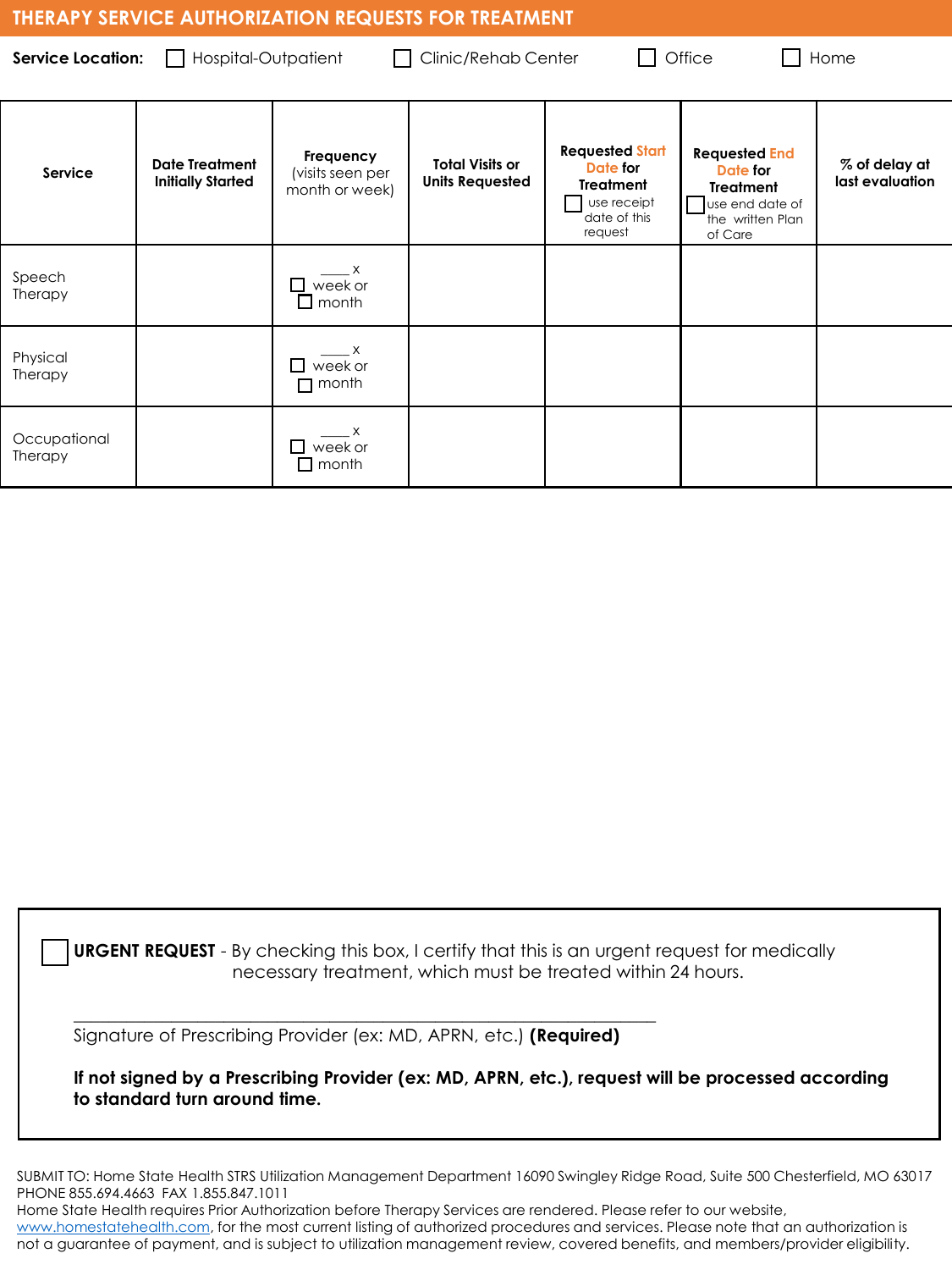## THERAPY SERVICE AUTHORIZATION REQUESTS FOR TREATMENT

**Service Location:** ☐ Hospital-Outpatient ☐ Clinic/Rehab Center ☐ Office ☐ Home

| Service | Date Treatment Initially Started | Frequency (visits seen per month or week) | Total Visits or Units Requested | Requested Start Date for Treatment ☐ use receipt date of this request | Requested End Date for Treatment ☐ use end date of the written Plan of Care | % of delay at last evaluation |
|---|---|---|---|---|---|---|
| Speech Therapy | | ____ x ☐ week or ☐ month | | | | |
| Physical Therapy | | ____ x ☐ week or ☐ month | | | | |
| Occupational Therapy | | ____ x ☐ week or ☐ month | | | | |

☐ **URGENT REQUEST** - By checking this box, I certify that this is an urgent request for medically necessary treatment, which must be treated within 24 hours.

______________________________________________

Signature of Prescribing Provider (ex: MD, APRN, etc.) **(Required)**

**If not signed by a Prescribing Provider (ex: MD, APRN, etc.), request will be processed according to standard turn around time.**

SUBMIT TO: Home State Health STRS Utilization Management Department 16090 Swingley Ridge Road, Suite 500 Chesterfield, MO 63017
PHONE 855.694.4663 FAX 1.855.847.1011
Home State Health requires Prior Authorization before Therapy Services are rendered. Please refer to our website, www.homestatehealth.com, for the most current listing of authorized procedures and services. Please note that an authorization is not a guarantee of payment, and is subject to utilization management review, covered benefits, and members/provider eligibility.